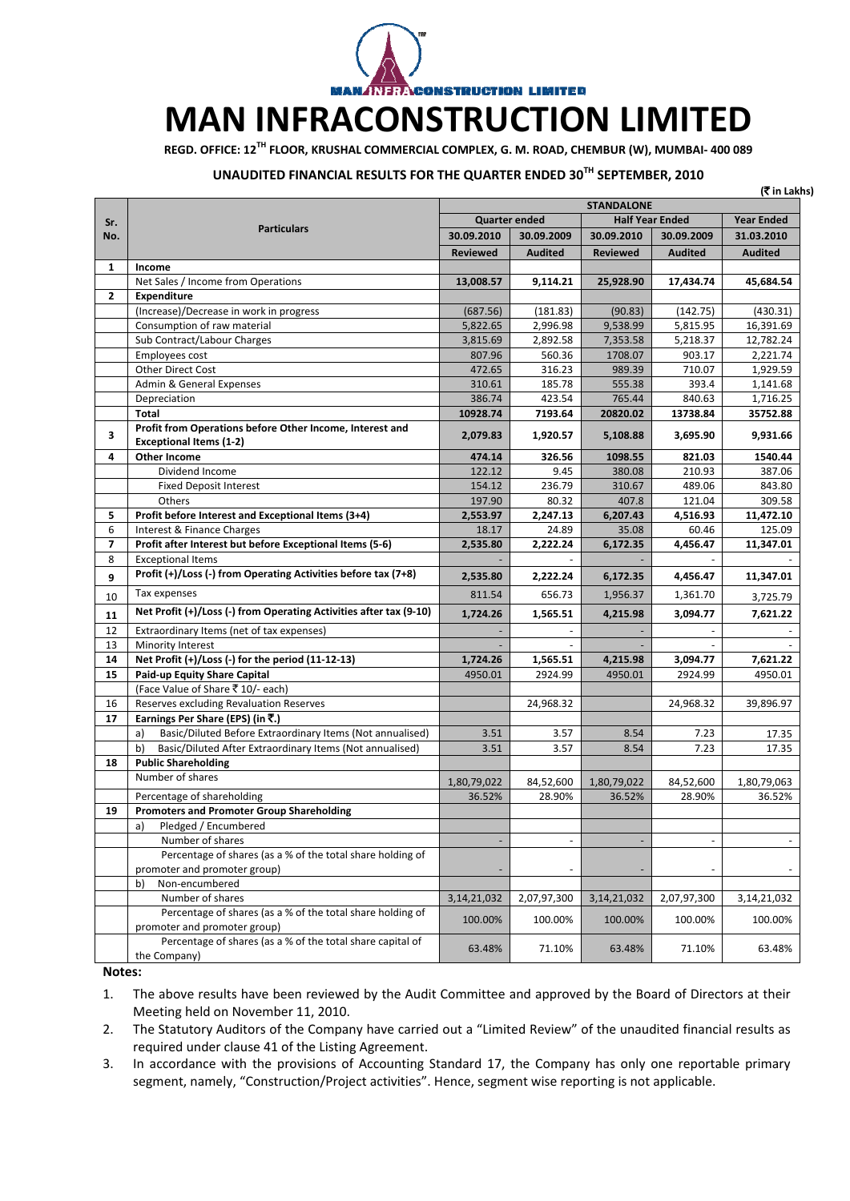# MAN INFRACONSTRUCTION LIMITED

**REGD. OFFICE: 12TH FLOOR, KRUSHAL COMMERCIAL COMPLEX, G. M. ROAD, CHEMBUR (W), MUMBAI- 400 089**

**UNAUDITED FINANCIAL RESULTS FOR THE QUARTER ENDED 30TH SEPTEMBER, 2010**

**(₹ in Lakhs)**

| Sr. No. | Particulars | STANDALONE | | | | |
|---|---|---|---|---|---|---|
| | | Quarter ended | | Half Year Ended | | Year Ended |
| | | 30.09.2010 | 30.09.2009 | 30.09.2010 | 30.09.2009 | 31.03.2010 |
| | | Reviewed | Audited | Reviewed | Audited | Audited |
| 1 | **Income** | | | | | |
| | Net Sales / Income from Operations | **13,008.57** | **9,114.21** | **25,928.90** | **17,434.74** | **45,684.54** |
| 2 | **Expenditure** | | | | | |
| | (Increase)/Decrease in work in progress | (687.56) | (181.83) | (90.83) | (142.75) | (430.31) |
| | Consumption of raw material | 5,822.65 | 2,996.98 | 9,538.99 | 5,815.95 | 16,391.69 |
| | Sub Contract/Labour Charges | 3,815.69 | 2,892.58 | 7,353.58 | 5,218.37 | 12,782.24 |
| | Employees cost | 807.96 | 560.36 | 1708.07 | 903.17 | 2,221.74 |
| | Other Direct Cost | 472.65 | 316.23 | 989.39 | 710.07 | 1,929.59 |
| | Admin & General Expenses | 310.61 | 185.78 | 555.38 | 393.4 | 1,141.68 |
| | Depreciation | 386.74 | 423.54 | 765.44 | 840.63 | 1,716.25 |
| | **Total** | **10928.74** | **7193.64** | **20820.02** | **13738.84** | **35752.88** |
| 3 | **Profit from Operations before Other Income, Interest and Exceptional Items (1-2)** | **2,079.83** | **1,920.57** | **5,108.88** | **3,695.90** | **9,931.66** |
| 4 | **Other Income** | **474.14** | **326.56** | **1098.55** | **821.03** | **1540.44** |
| | Dividend Income | 122.12 | 9.45 | 380.08 | 210.93 | 387.06 |
| | Fixed Deposit Interest | 154.12 | 236.79 | 310.67 | 489.06 | 843.80 |
| | Others | 197.90 | 80.32 | 407.8 | 121.04 | 309.58 |
| 5 | **Profit before Interest and Exceptional Items (3+4)** | **2,553.97** | **2,247.13** | **6,207.43** | **4,516.93** | **11,472.10** |
| 6 | Interest & Finance Charges | 18.17 | 24.89 | 35.08 | 60.46 | 125.09 |
| 7 | **Profit after Interest but before Exceptional Items (5-6)** | **2,535.80** | **2,222.24** | **6,172.35** | **4,456.47** | **11,347.01** |
| 8 | Exceptional Items | - | - | - | - | - |
| 9 | **Profit (+)/Loss (-) from Operating Activities before tax (7+8)** | **2,535.80** | **2,222.24** | **6,172.35** | **4,456.47** | **11,347.01** |
| 10 | Tax expenses | 811.54 | 656.73 | 1,956.37 | 1,361.70 | 3,725.79 |
| 11 | **Net Profit (+)/Loss (-) from Operating Activities after tax (9-10)** | **1,724.26** | **1,565.51** | **4,215.98** | **3,094.77** | **7,621.22** |
| 12 | Extraordinary Items (net of tax expenses) | - | - | - | - | - |
| 13 | Minority Interest | - | - | - | - | - |
| 14 | **Net Profit (+)/Loss (-) for the period (11-12-13)** | **1,724.26** | **1,565.51** | **4,215.98** | **3,094.77** | **7,621.22** |
| 15 | **Paid-up Equity Share Capital** | 4950.01 | 2924.99 | 4950.01 | 2924.99 | 4950.01 |
| | (Face Value of Share ₹ 10/- each) | | | | | |
| 16 | Reserves excluding Revaluation Reserves | | 24,968.32 | | 24,968.32 | 39,896.97 |
| 17 | **Earnings Per Share (EPS) (in ₹.)** | | | | | |
| | a) Basic/Diluted Before Extraordinary Items (Not annualised) | 3.51 | 3.57 | 8.54 | 7.23 | 17.35 |
| | b) Basic/Diluted After Extraordinary Items (Not annualised) | 3.51 | 3.57 | 8.54 | 7.23 | 17.35 |
| 18 | **Public Shareholding** | | | | | |
| | Number of shares | 1,80,79,022 | 84,52,600 | 1,80,79,022 | 84,52,600 | 1,80,79,063 |
| | Percentage of shareholding | 36.52% | 28.90% | 36.52% | 28.90% | 36.52% |
| 19 | **Promoters and Promoter Group Shareholding** | | | | | |
| | a) Pledged / Encumbered | | | | | |
| | Number of shares | - | - | - | - | - |
| | Percentage of shares (as a % of the total share holding of promoter and promoter group) | - | - | - | - | - |
| | b) Non-encumbered | | | | | |
| | Number of shares | 3,14,21,032 | 2,07,97,300 | 3,14,21,032 | 2,07,97,300 | 3,14,21,032 |
| | Percentage of shares (as a % of the total share holding of promoter and promoter group) | 100.00% | 100.00% | 100.00% | 100.00% | 100.00% |
| | Percentage of shares (as a % of the total share capital of the Company) | 63.48% | 71.10% | 63.48% | 71.10% | 63.48% |

**Notes:**

1. The above results have been reviewed by the Audit Committee and approved by the Board of Directors at their Meeting held on November 11, 2010.
2. The Statutory Auditors of the Company have carried out a "Limited Review" of the unaudited financial results as required under clause 41 of the Listing Agreement.
3. In accordance with the provisions of Accounting Standard 17, the Company has only one reportable primary segment, namely, "Construction/Project activities". Hence, segment wise reporting is not applicable.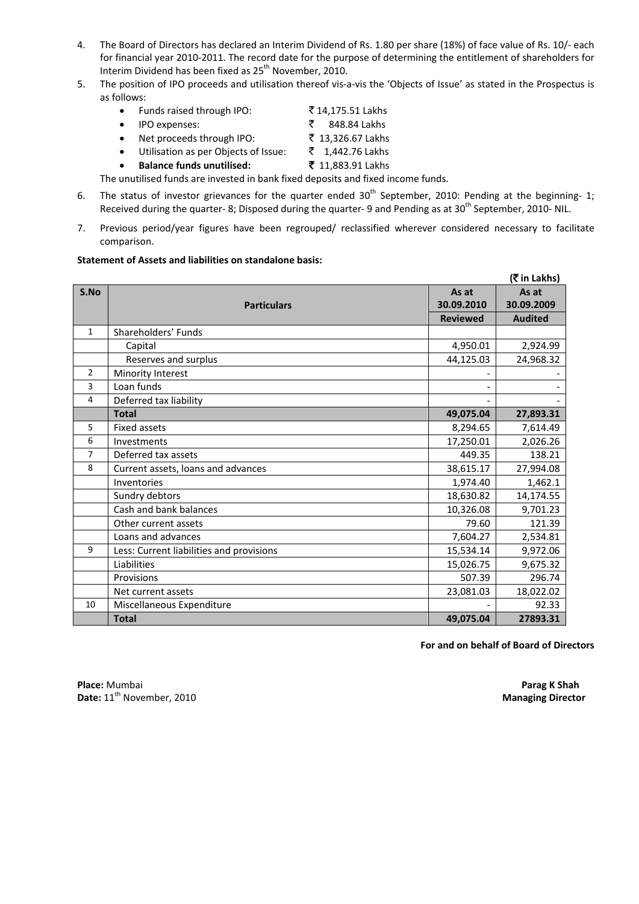4. The Board of Directors has declared an Interim Dividend of Rs. 1.80 per share (18%) of face value of Rs. 10/- each for financial year 2010-2011. The record date for the purpose of determining the entitlement of shareholders for Interim Dividend has been fixed as 25th November, 2010.
5. The position of IPO proceeds and utilisation thereof vis-a-vis the 'Objects of Issue' as stated in the Prospectus is as follows:
   - Funds raised through IPO: ₹ 14,175.51 Lakhs
   - IPO expenses: ₹ 848.84 Lakhs
   - Net proceeds through IPO: ₹ 13,326.67 Lakhs
   - Utilisation as per Objects of Issue: ₹ 1,442.76 Lakhs
   - **Balance funds unutilised: ₹ 11,883.91 Lakhs**

   The unutilised funds are invested in bank fixed deposits and fixed income funds.
6. The status of investor grievances for the quarter ended 30th September, 2010: Pending at the beginning- 1; Received during the quarter- 8; Disposed during the quarter- 9 and Pending as at 30th September, 2010- NIL.
7. Previous period/year figures have been regrouped/ reclassified wherever considered necessary to facilitate comparison.

**Statement of Assets and liabilities on standalone basis:**

(₹ in Lakhs)

| S.No | Particulars | As at 30.09.2010 | As at 30.09.2009 |
|---|---|---|---|
| | | **Reviewed** | **Audited** |
| 1 | Shareholders' Funds | | |
| | Capital | 4,950.01 | 2,924.99 |
| | Reserves and surplus | 44,125.03 | 24,968.32 |
| 2 | Minority Interest | - | - |
| 3 | Loan funds | - | - |
| 4 | Deferred tax liability | - | - |
| | **Total** | **49,075.04** | **27,893.31** |
| 5 | Fixed assets | 8,294.65 | 7,614.49 |
| 6 | Investments | 17,250.01 | 2,026.26 |
| 7 | Deferred tax assets | 449.35 | 138.21 |
| 8 | Current assets, loans and advances | 38,615.17 | 27,994.08 |
| | Inventories | 1,974.40 | 1,462.1 |
| | Sundry debtors | 18,630.82 | 14,174.55 |
| | Cash and bank balances | 10,326.08 | 9,701.23 |
| | Other current assets | 79.60 | 121.39 |
| | Loans and advances | 7,604.27 | 2,534.81 |
| 9 | Less: Current liabilities and provisions | 15,534.14 | 9,972.06 |
| | Liabilities | 15,026.75 | 9,675.32 |
| | Provisions | 507.39 | 296.74 |
| | Net current assets | 23,081.03 | 18,022.02 |
| 10 | Miscellaneous Expenditure | - | 92.33 |
| | **Total** | **49,075.04** | **27893.31** |

**For and on behalf of Board of Directors**

**Place:** Mumbai
**Date:** 11th November, 2010

**Parag K Shah**
**Managing Director**